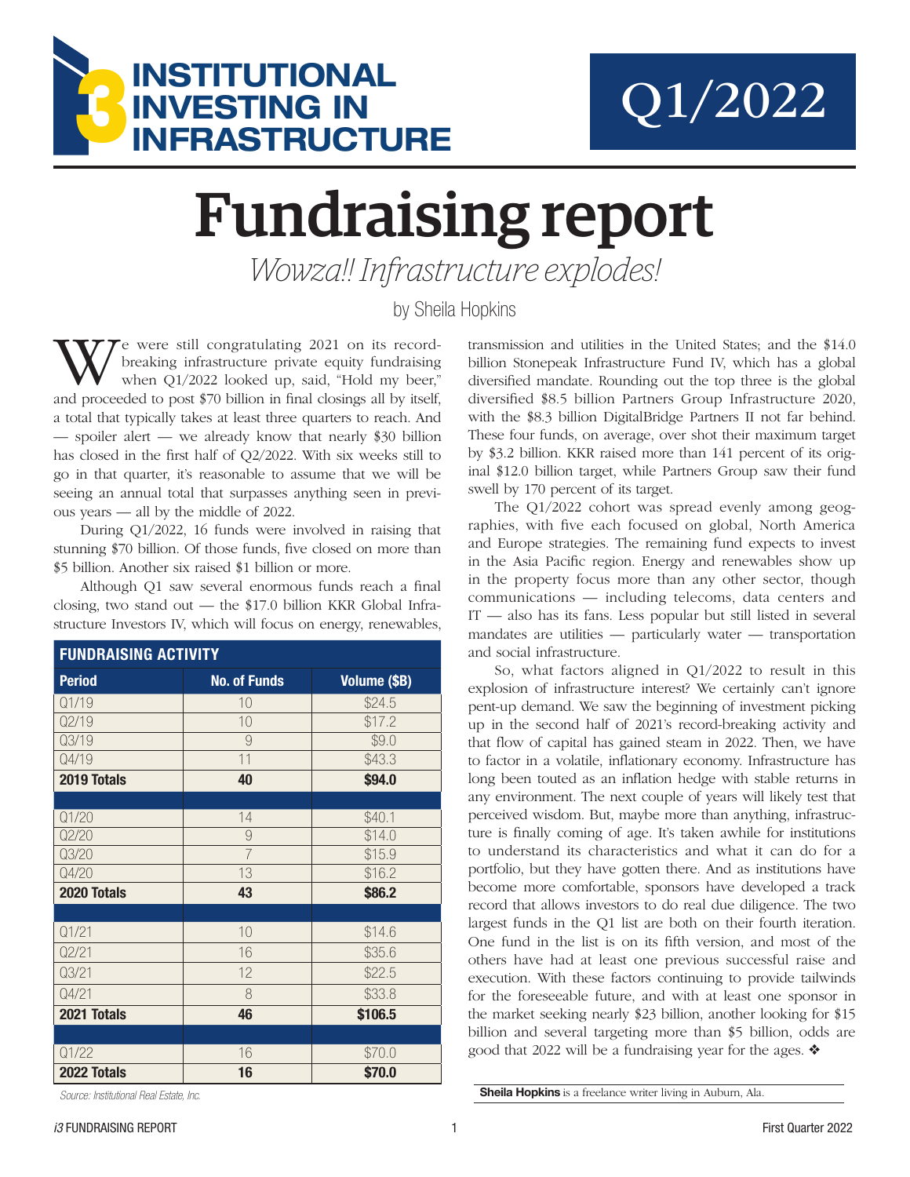# INSTITUTIONAL INVESTING IN INFRASTRUCTURE

# Q1/2022

# Fundraising report

*Wowza!! Infrastructure explodes!*

by Sheila Hopkins

We were still congratulating 2021 on its record-breaking infrastructure private equity fundraising when Q1/2022 looked up, said, "Hold my beer," and proceeded to post $70 billion in final closings all by itself, a total that typically takes at least three quarters to reach. And — spoiler alert — we already know that nearly $30 billion has closed in the first half of Q2/2022. With six weeks still to go in that quarter, it's reasonable to assume that we will be seeing an annual total that surpasses anything seen in previous years — all by the middle of 2022.

During Q1/2022, 16 funds were involved in raising that stunning $70 billion. Of those funds, five closed on more than $5 billion. Another six raised $1 billion or more.

Although Q1 saw several enormous funds reach a final closing, two stand out — the $17.0 billion KKR Global Infrastructure Investors IV, which will focus on energy, renewables, transmission and utilities in the United States; and the $14.0 billion Stonepeak Infrastructure Fund IV, which has a global diversified mandate. Rounding out the top three is the global diversified $8.5 billion Partners Group Infrastructure 2020, with the $8.3 billion DigitalBridge Partners II not far behind. These four funds, on average, over shot their maximum target by $3.2 billion. KKR raised more than 141 percent of its original $12.0 billion target, while Partners Group saw their fund swell by 170 percent of its target.

The Q1/2022 cohort was spread evenly among geographies, with five each focused on global, North America and Europe strategies. The remaining fund expects to invest in the Asia Pacific region. Energy and renewables show up in the property focus more than any other sector, though communications — including telecoms, data centers and IT — also has its fans. Less popular but still listed in several mandates are utilities — particularly water — transportation and social infrastructure.

So, what factors aligned in Q1/2022 to result in this explosion of infrastructure interest? We certainly can't ignore pent-up demand. We saw the beginning of investment picking up in the second half of 2021's record-breaking activity and that flow of capital has gained steam in 2022. Then, we have to factor in a volatile, inflationary economy. Infrastructure has long been touted as an inflation hedge with stable returns in any environment. The next couple of years will likely test that perceived wisdom. But, maybe more than anything, infrastructure is finally coming of age. It's taken awhile for institutions to understand its characteristics and what it can do for a portfolio, but they have gotten there. And as institutions have become more comfortable, sponsors have developed a track record that allows investors to do real due diligence. The two largest funds in the Q1 list are both on their fourth iteration. One fund in the list is on its fifth version, and most of the others have had at least one previous successful raise and execution. With these factors continuing to provide tailwinds for the foreseeable future, and with at least one sponsor in the market seeking nearly $23 billion, another looking for $15 billion and several targeting more than $5 billion, odds are good that 2022 will be a fundraising year for the ages. ❖

**FUNDRAISING ACTIVITY**

| Period | No. of Funds | Volume ($B) |
|---|---|---|
| Q1/19 | 10 | $24.5 |
| Q2/19 | 10 | $17.2 |
| Q3/19 | 9 | $9.0 |
| Q4/19 | 11 | $43.3 |
| **2019 Totals** | **40** | **$94.0** |
| | | |
| Q1/20 | 14 | $40.1 |
| Q2/20 | 9 | $14.0 |
| Q3/20 | 7 | $15.9 |
| Q4/20 | 13 | $16.2 |
| **2020 Totals** | **43** | **$86.2** |
| | | |
| Q1/21 | 10 | $14.6 |
| Q2/21 | 16 | $35.6 |
| Q3/21 | 12 | $22.5 |
| Q4/21 | 8 | $33.8 |
| **2021 Totals** | **46** | **$106.5** |
| | | |
| Q1/22 | 16 | $70.0 |
| **2022 Totals** | **16** | **$70.0** |

*Source: Institutional Real Estate, Inc.*

**Sheila Hopkins** is a freelance writer living in Auburn, Ala.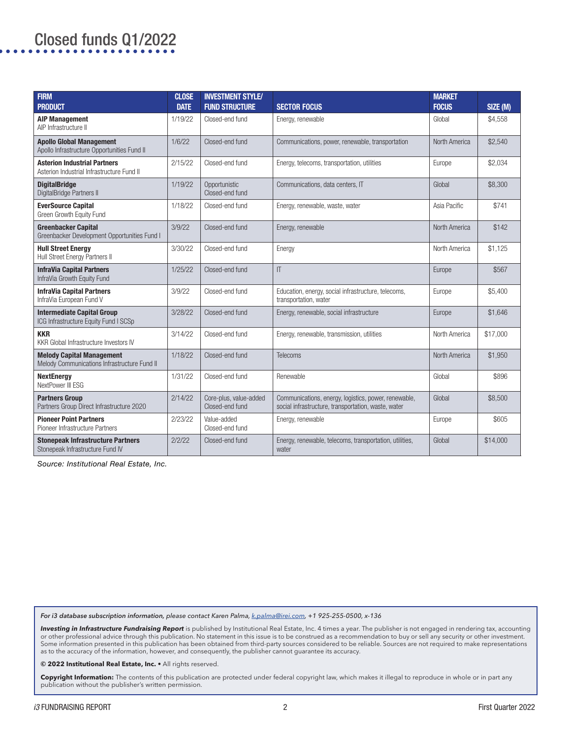# Closed funds Q1/2022

| FIRM<br>PRODUCT | CLOSE DATE | INVESTMENT STYLE/ FUND STRUCTURE | SECTOR FOCUS | MARKET FOCUS | SIZE (M) |
|---|---|---|---|---|---|
| **AIP Management**<br>AIP Infrastructure II | 1/19/22 | Closed-end fund | Energy, renewable | Global | $4,558 |
| **Apollo Global Management**<br>Apollo Infrastructure Opportunities Fund II | 1/6/22 | Closed-end fund | Communications, power, renewable, transportation | North America | $2,540 |
| **Asterion Industrial Partners**<br>Asterion Industrial Infrastructure Fund II | 2/15/22 | Closed-end fund | Energy, telecoms, transportation, utilities | Europe | $2,034 |
| **DigitalBridge**<br>DigitalBridge Partners II | 1/19/22 | Opportunistic<br>Closed-end fund | Communications, data centers, IT | Global | $8,300 |
| **EverSource Capital**<br>Green Growth Equity Fund | 1/18/22 | Closed-end fund | Energy, renewable, waste, water | Asia Pacific | $741 |
| **Greenbacker Capital**<br>Greenbacker Development Opportunities Fund I | 3/9/22 | Closed-end fund | Energy, renewable | North America | $142 |
| **Hull Street Energy**<br>Hull Street Energy Partners II | 3/30/22 | Closed-end fund | Energy | North America | $1,125 |
| **InfraVia Capital Partners**<br>InfraVia Growth Equity Fund | 1/25/22 | Closed-end fund | IT | Europe | $567 |
| **InfraVia Capital Partners**<br>InfraVia European Fund V | 3/9/22 | Closed-end fund | Education, energy, social infrastructure, telecoms, transportation, water | Europe | $5,400 |
| **Intermediate Capital Group**<br>ICG Infrastructure Equity Fund I SCSp | 3/28/22 | Closed-end fund | Energy, renewable, social infrastructure | Europe | $1,646 |
| **KKR**<br>KKR Global Infrastructure Investors IV | 3/14/22 | Closed-end fund | Energy, renewable, transmission, utilities | North America | $17,000 |
| **Melody Capital Management**<br>Melody Communications Infrastructure Fund II | 1/18/22 | Closed-end fund | Telecoms | North America | $1,950 |
| **NextEnergy**<br>NextPower III ESG | 1/31/22 | Closed-end fund | Renewable | Global | $896 |
| **Partners Group**<br>Partners Group Direct Infrastructure 2020 | 2/14/22 | Core-plus, value-added<br>Closed-end fund | Communications, energy, logistics, power, renewable, social infrastructure, transportation, waste, water | Global | $8,500 |
| **Pioneer Point Partners**<br>Pioneer Infrastructure Partners | 2/23/22 | Value-added<br>Closed-end fund | Energy, renewable | Europe | $605 |
| **Stonepeak Infrastructure Partners**<br>Stonepeak Infrastructure Fund IV | 2/2/22 | Closed-end fund | Energy, renewable, telecoms, transportation, utilities, water | Global | $14,000 |

*Source: Institutional Real Estate, Inc.*

*For i3 database subscription information, please contact Karen Palma, k.palma@irei.com, +1 925-255-0500, x-136*

***Investing in Infrastructure Fundraising Report*** is published by Institutional Real Estate, Inc. 4 times a year. The publisher is not engaged in rendering tax, accounting or other professional advice through this publication. No statement in this issue is to be construed as a recommendation to buy or sell any security or other investment. Some information presented in this publication has been obtained from third-party sources considered to be reliable. Sources are not required to make representations as to the accuracy of the information, however, and consequently, the publisher cannot guarantee its accuracy.

**© 2022 Institutional Real Estate, Inc.** • All rights reserved.

**Copyright Information:** The contents of this publication are protected under federal copyright law, which makes it illegal to reproduce in whole or in part any publication without the publisher's written permission.